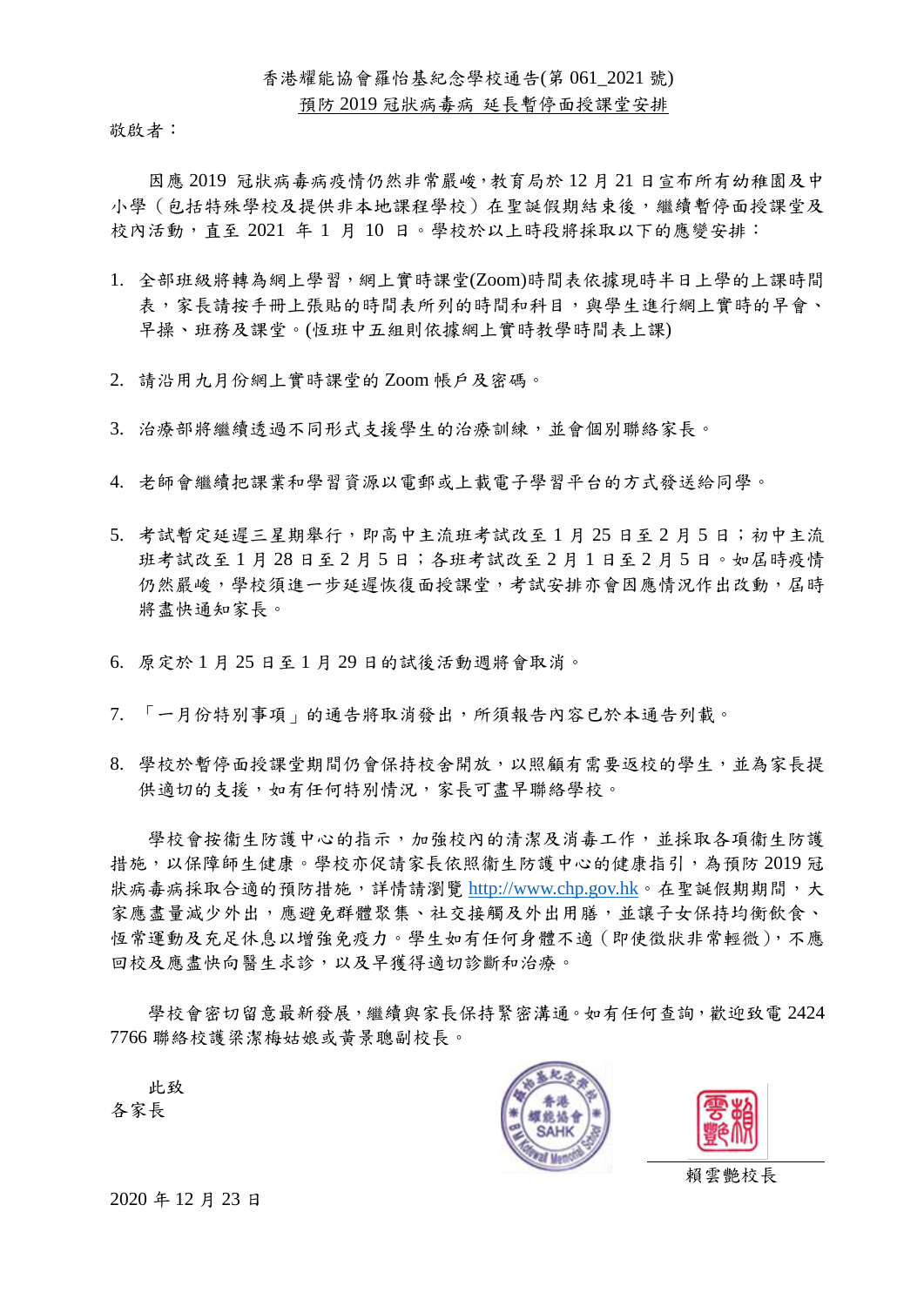香港耀能協會羅怡基紀念學校通告(第 061_2021 號)

<u>預防 2019 冠狀病毒病 延長暫停面授課堂安排</u>

敬啟者：

因應 2019 冠狀病毒病疫情仍然非常嚴峻，教育局於 12 月 21 日宣布所有幼稚園及中小學（包括特殊學校及提供非本地課程學校）在聖誕假期結束後，繼續暫停面授課堂及校內活動，直至 2021 年 1 月 10 日。學校於以上時段將採取以下的應變安排：

1. 全部班級將轉為網上學習，網上實時課堂(Zoom)時間表依據現時半日上學的上課時間表，家長請按手冊上張貼的時間表所列的時間和科目，與學生進行網上實時的早會、早操、班務及課堂。(恆班中五組則依據網上實時教學時間表上課)

2. 請沿用九月份網上實時課堂的 Zoom 帳戶及密碼。

3. 治療部將繼續透過不同形式支援學生的治療訓練，並會個別聯絡家長。

4. 老師會繼續把課業和學習資源以電郵或上載電子學習平台的方式發送給同學。

5. 考試暫定延遲三星期舉行，即高中主流班考試改至 1 月 25 日至 2 月 5 日；初中主流班考試改至 1 月 28 日至 2 月 5 日；各班考試改至 2 月 1 日至 2 月 5 日。如屆時疫情仍然嚴峻，學校須進一步延遲恢復面授課堂，考試安排亦會因應情況作出改動，屆時將盡快通知家長。

6. 原定於 1 月 25 日至 1 月 29 日的試後活動週將會取消。

7. 「一月份特別事項」的通告將取消發出，所須報告內容已於本通告列載。

8. 學校於暫停面授課堂期間仍會保持校舍開放，以照顧有需要返校的學生，並為家長提供適切的支援，如有任何特別情況，家長可盡早聯絡學校。

學校會按衞生防護中心的指示，加強校內的清潔及消毒工作，並採取各項衞生防護措施，以保障師生健康。學校亦促請家長依照衞生防護中心的健康指引，為預防 2019 冠狀病毒病採取合適的預防措施，詳情請瀏覽 http://www.chp.gov.hk。在聖誕假期期間，大家應盡量減少外出，應避免群體聚集、社交接觸及外出用膳，並讓子女保持均衡飲食、恆常運動及充足休息以增強免疫力。學生如有任何身體不適（即使徵狀非常輕微），不應回校及應盡快向醫生求診，以及早獲得適切診斷和治療。

學校會密切留意最新發展，繼續與家長保持緊密溝通。如有任何查詢，歡迎致電 2424 7766 聯絡校護梁潔梅姑娘或黃景聰副校長。

此致

各家長

賴雲艷校長

2020 年 12 月 23 日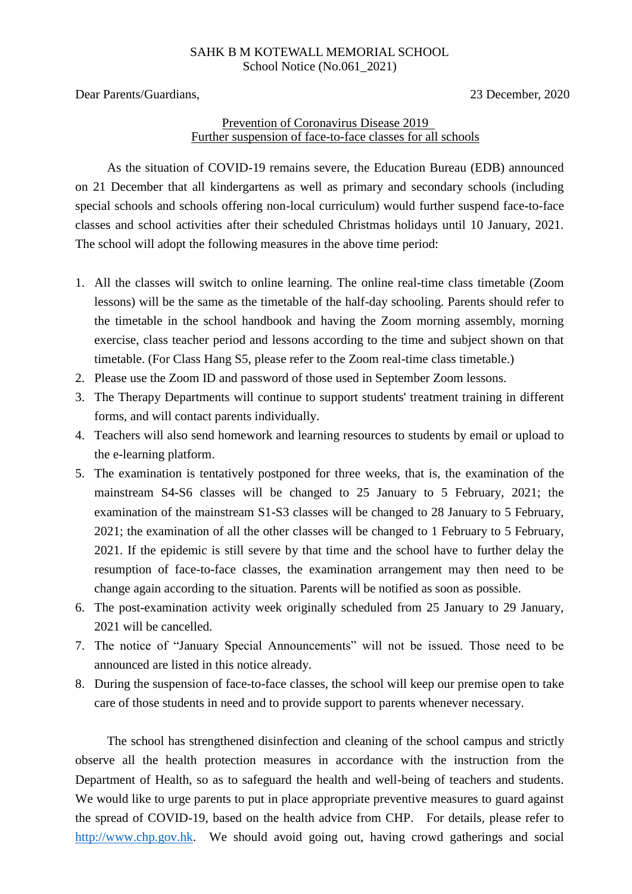SAHK B M KOTEWALL MEMORIAL SCHOOL
School Notice (No.061_2021)

Dear Parents/Guardians, 23 December, 2020

Prevention of Coronavirus Disease 2019
Further suspension of face-to-face classes for all schools

As the situation of COVID-19 remains severe, the Education Bureau (EDB) announced on 21 December that all kindergartens as well as primary and secondary schools (including special schools and schools offering non-local curriculum) would further suspend face-to-face classes and school activities after their scheduled Christmas holidays until 10 January, 2021. The school will adopt the following measures in the above time period:

1. All the classes will switch to online learning. The online real-time class timetable (Zoom lessons) will be the same as the timetable of the half-day schooling. Parents should refer to the timetable in the school handbook and having the Zoom morning assembly, morning exercise, class teacher period and lessons according to the time and subject shown on that timetable. (For Class Hang S5, please refer to the Zoom real-time class timetable.)
2. Please use the Zoom ID and password of those used in September Zoom lessons.
3. The Therapy Departments will continue to support students' treatment training in different forms, and will contact parents individually.
4. Teachers will also send homework and learning resources to students by email or upload to the e-learning platform.
5. The examination is tentatively postponed for three weeks, that is, the examination of the mainstream S4-S6 classes will be changed to 25 January to 5 February, 2021; the examination of the mainstream S1-S3 classes will be changed to 28 January to 5 February, 2021; the examination of all the other classes will be changed to 1 February to 5 February, 2021. If the epidemic is still severe by that time and the school have to further delay the resumption of face-to-face classes, the examination arrangement may then need to be change again according to the situation. Parents will be notified as soon as possible.
6. The post-examination activity week originally scheduled from 25 January to 29 January, 2021 will be cancelled.
7. The notice of "January Special Announcements" will not be issued. Those need to be announced are listed in this notice already.
8. During the suspension of face-to-face classes, the school will keep our premise open to take care of those students in need and to provide support to parents whenever necessary.

The school has strengthened disinfection and cleaning of the school campus and strictly observe all the health protection measures in accordance with the instruction from the Department of Health, so as to safeguard the health and well-being of teachers and students. We would like to urge parents to put in place appropriate preventive measures to guard against the spread of COVID-19, based on the health advice from CHP. For details, please refer to http://www.chp.gov.hk. We should avoid going out, having crowd gatherings and social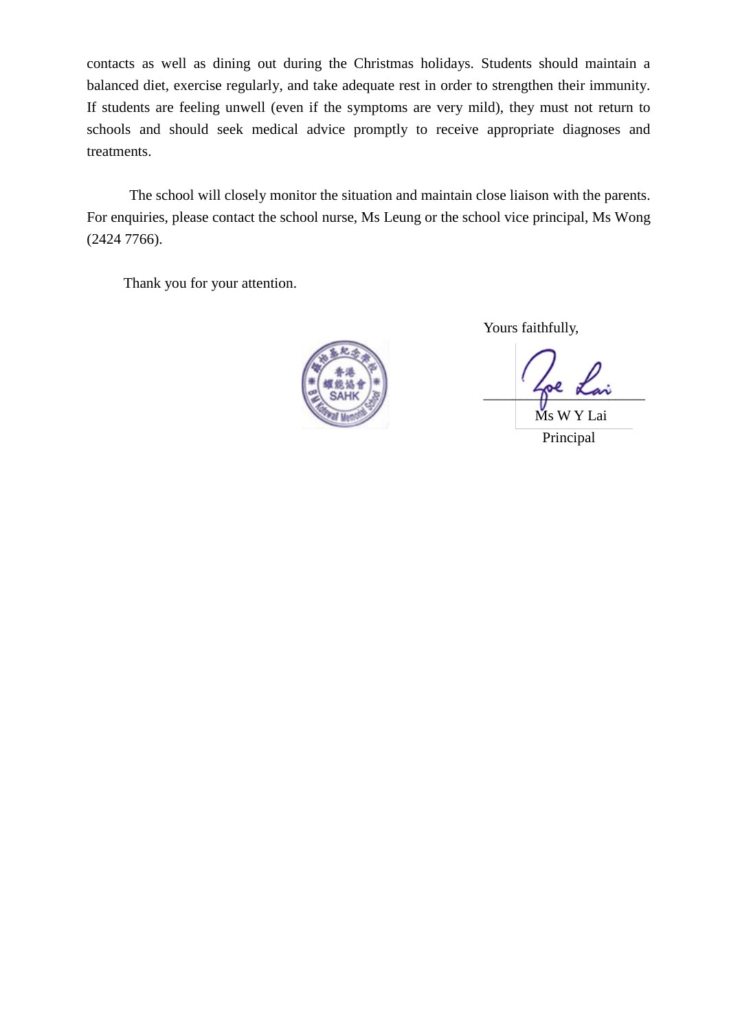contacts as well as dining out during the Christmas holidays. Students should maintain a balanced diet, exercise regularly, and take adequate rest in order to strengthen their immunity. If students are feeling unwell (even if the symptoms are very mild), they must not return to schools and should seek medical advice promptly to receive appropriate diagnoses and treatments.

The school will closely monitor the situation and maintain close liaison with the parents. For enquiries, please contact the school nurse, Ms Leung or the school vice principal, Ms Wong (2424 7766).

Thank you for your attention.

Yours faithfully,

Ms W Y Lai

Principal